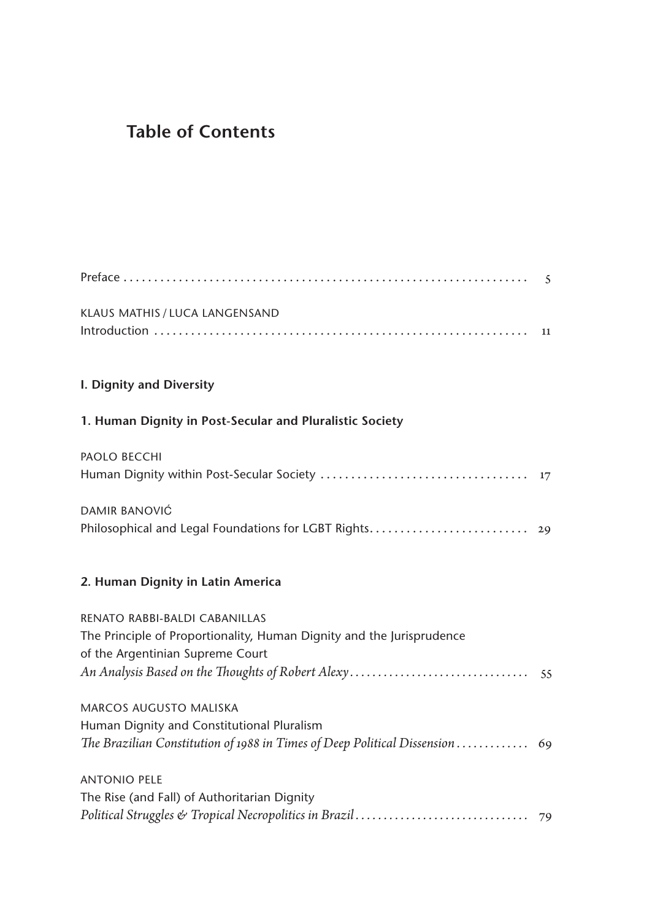# Table of Contents

Preface . . . . . . . . . . . . . . . . . . . . . . . . . . . . . . . . . . . . . . . . . . . . . . . . . . . . . . . . . . . . . . . . . 5

KLAUS MATHIS / LUCA LANGENSAND
Introduction . . . . . . . . . . . . . . . . . . . . . . . . . . . . . . . . . . . . . . . . . . . . . . . . . . . . . . . . . . . . . 11

## I. Dignity and Diversity

### 1. Human Dignity in Post-Secular and Pluralistic Society

PAOLO BECCHI
Human Dignity within Post-Secular Society . . . . . . . . . . . . . . . . . . . . . . . . . . . . . . . . . . 17

DAMIR BANOVIĆ
Philosophical and Legal Foundations for LGBT Rights. . . . . . . . . . . . . . . . . . . . . . . . . . 29

### 2. Human Dignity in Latin America

RENATO RABBI-BALDI CABANILLAS
The Principle of Proportionality, Human Dignity and the Jurisprudence of the Argentinian Supreme Court
*An Analysis Based on the Thoughts of Robert Alexy* . . . . . . . . . . . . . . . . . . . . . . . . . . . . . . 55

MARCOS AUGUSTO MALISKA
Human Dignity and Constitutional Pluralism
*The Brazilian Constitution of 1988 in Times of Deep Political Dissension* . . . . . . . . . . . . . 69

ANTONIO PELE
The Rise (and Fall) of Authoritarian Dignity
*Political Struggles & Tropical Necropolitics in Brazil* . . . . . . . . . . . . . . . . . . . . . . . . . . . . . . 79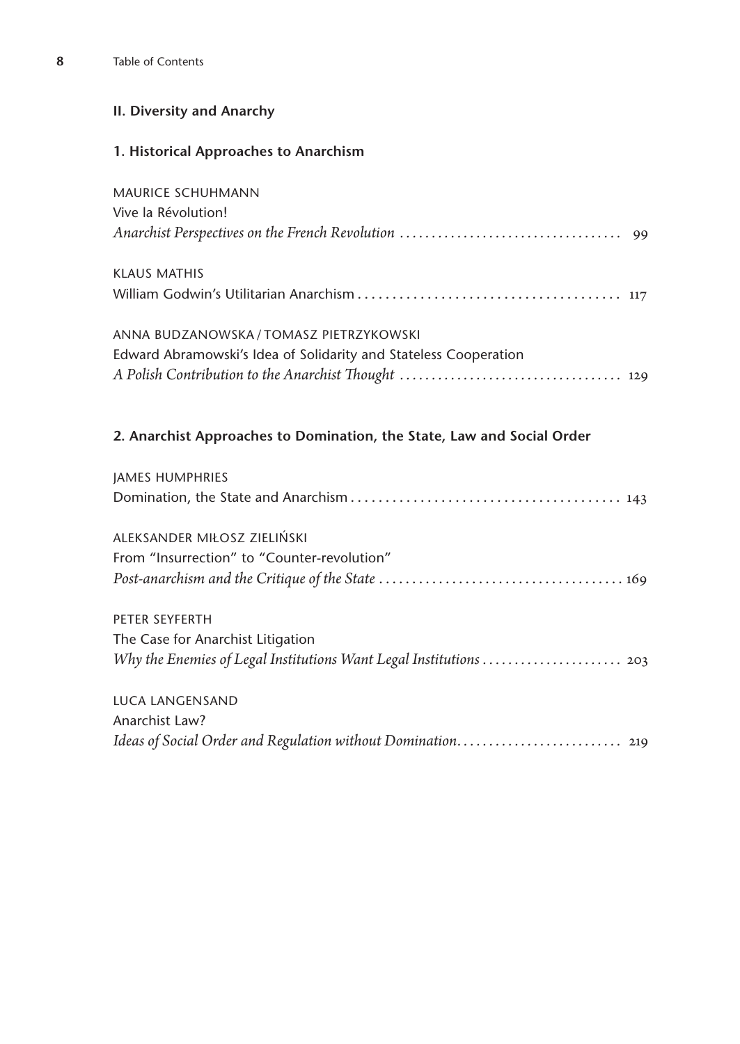## II. Diversity and Anarchy

### 1. Historical Approaches to Anarchism

MAURICE SCHUHMANN
Vive la Révolution!
*Anarchist Perspectives on the French Revolution* .................................. 99

KLAUS MATHIS
William Godwin's Utilitarian Anarchism ...................................... 117

ANNA BUDZANOWSKA / TOMASZ PIETRZYKOWSKI
Edward Abramowski's Idea of Solidarity and Stateless Cooperation
*A Polish Contribution to the Anarchist Thought* .................................. 129

### 2. Anarchist Approaches to Domination, the State, Law and Social Order

JAMES HUMPHRIES
Domination, the State and Anarchism ....................................... 143

ALEKSANDER MIŁOSZ ZIELIŃSKI
From "Insurrection" to "Counter-revolution"
*Post-anarchism and the Critique of the State* ..................................... 169

PETER SEYFERTH
The Case for Anarchist Litigation
*Why the Enemies of Legal Institutions Want Legal Institutions* ...................... 203

LUCA LANGENSAND
Anarchist Law?
*Ideas of Social Order and Regulation without Domination*......................... 219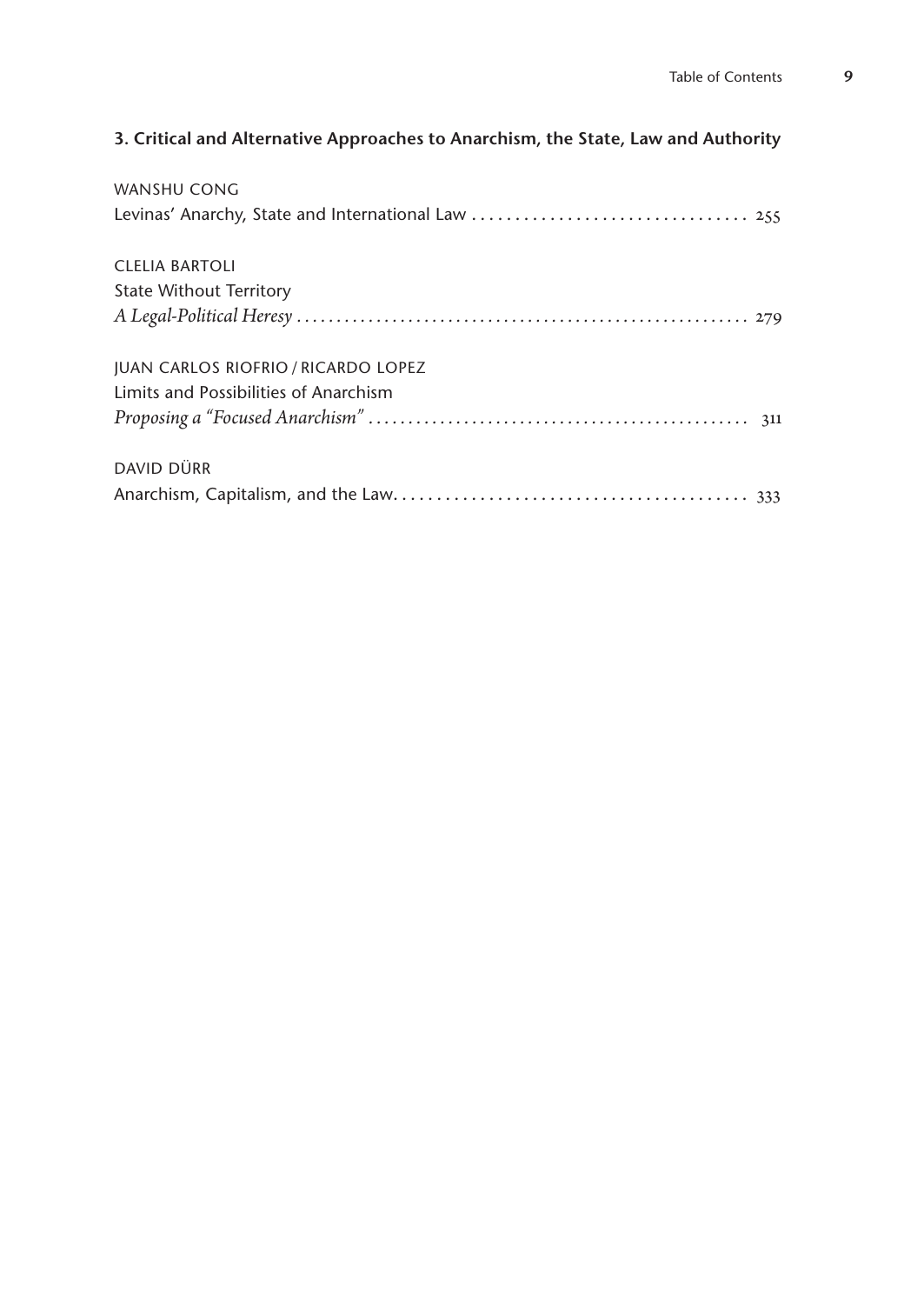### 3. Critical and Alternative Approaches to Anarchism, the State, Law and Authority

WANSHU CONG
Levinas' Anarchy, State and International Law ................................ 255

CLELIA BARTOLI
State Without Territory
*A Legal-Political Heresy* ........................................................ 279

JUAN CARLOS RIOFRIO / RICARDO LOPEZ
Limits and Possibilities of Anarchism
*Proposing a "Focused Anarchism"* ............................................... 311

DAVID DÜRR
Anarchism, Capitalism, and the Law......................................... 333